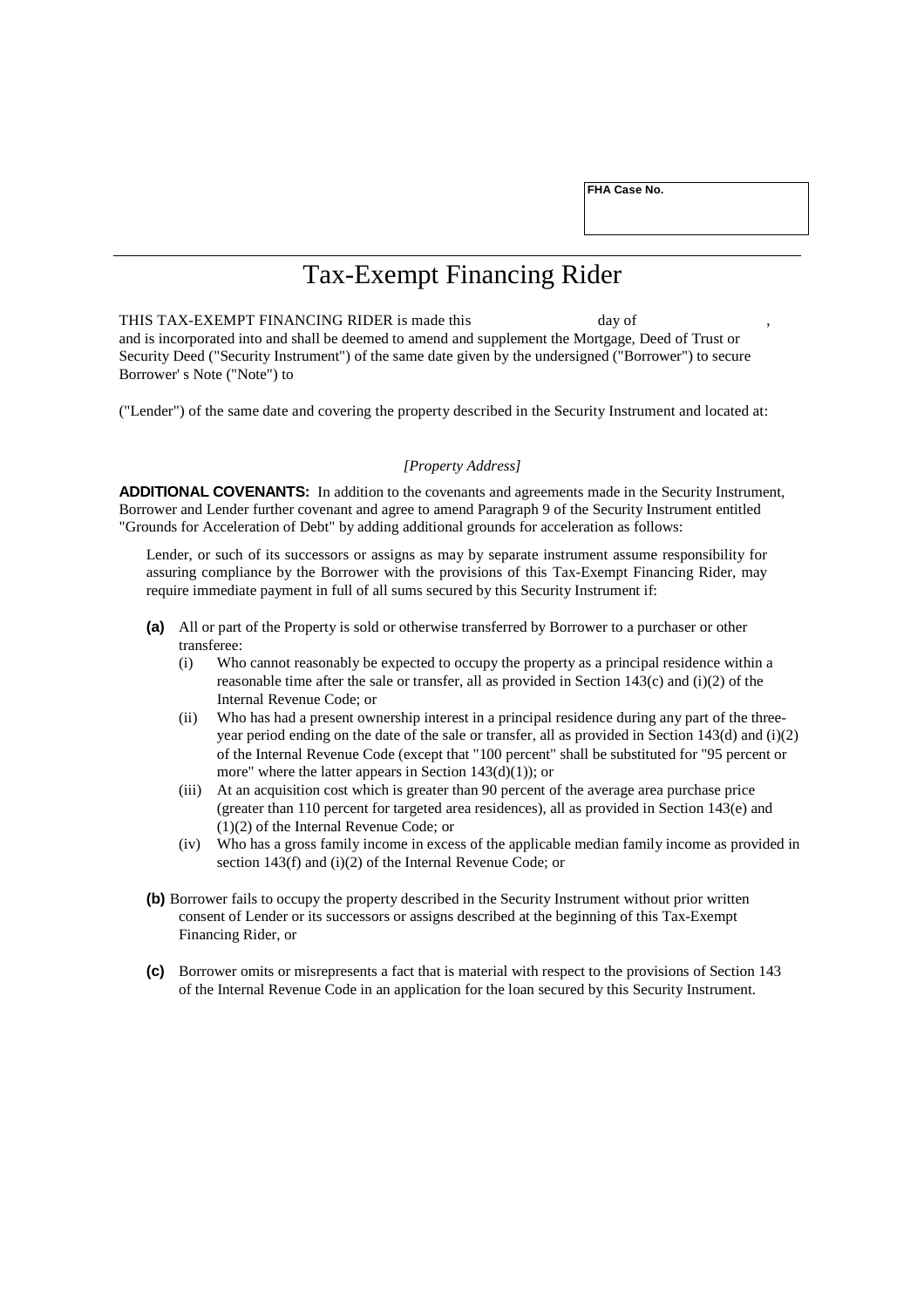**FHA Case No.**

# Tax-Exempt Financing Rider

THIS TAX-EXEMPT FINANCING RIDER is made this day of ,
and is incorporated into and shall be deemed to amend and supplement the Mortgage, Deed of Trust or Security Deed ("Security Instrument") of the same date given by the undersigned ("Borrower") to secure Borrower' s Note ("Note") to

("Lender") of the same date and covering the property described in the Security Instrument and located at:

*[Property Address]*

**ADDITIONAL COVENANTS:** In addition to the covenants and agreements made in the Security Instrument, Borrower and Lender further covenant and agree to amend Paragraph 9 of the Security Instrument entitled "Grounds for Acceleration of Debt" by adding additional grounds for acceleration as follows:

Lender, or such of its successors or assigns as may by separate instrument assume responsibility for assuring compliance by the Borrower with the provisions of this Tax-Exempt Financing Rider, may require immediate payment in full of all sums secured by this Security Instrument if:

**(a)** All or part of the Property is sold or otherwise transferred by Borrower to a purchaser or other transferee:

- (i) Who cannot reasonably be expected to occupy the property as a principal residence within a reasonable time after the sale or transfer, all as provided in Section 143(c) and (i)(2) of the Internal Revenue Code; or
- (ii) Who has had a present ownership interest in a principal residence during any part of the three-year period ending on the date of the sale or transfer, all as provided in Section 143(d) and (i)(2) of the Internal Revenue Code (except that "100 percent" shall be substituted for "95 percent or more" where the latter appears in Section 143(d)(1)); or
- (iii) At an acquisition cost which is greater than 90 percent of the average area purchase price (greater than 110 percent for targeted area residences), all as provided in Section 143(e) and (1)(2) of the Internal Revenue Code; or
- (iv) Who has a gross family income in excess of the applicable median family income as provided in section 143(f) and (i)(2) of the Internal Revenue Code; or

**(b)** Borrower fails to occupy the property described in the Security Instrument without prior written consent of Lender or its successors or assigns described at the beginning of this Tax-Exempt Financing Rider, or

**(c)** Borrower omits or misrepresents a fact that is material with respect to the provisions of Section 143 of the Internal Revenue Code in an application for the loan secured by this Security Instrument.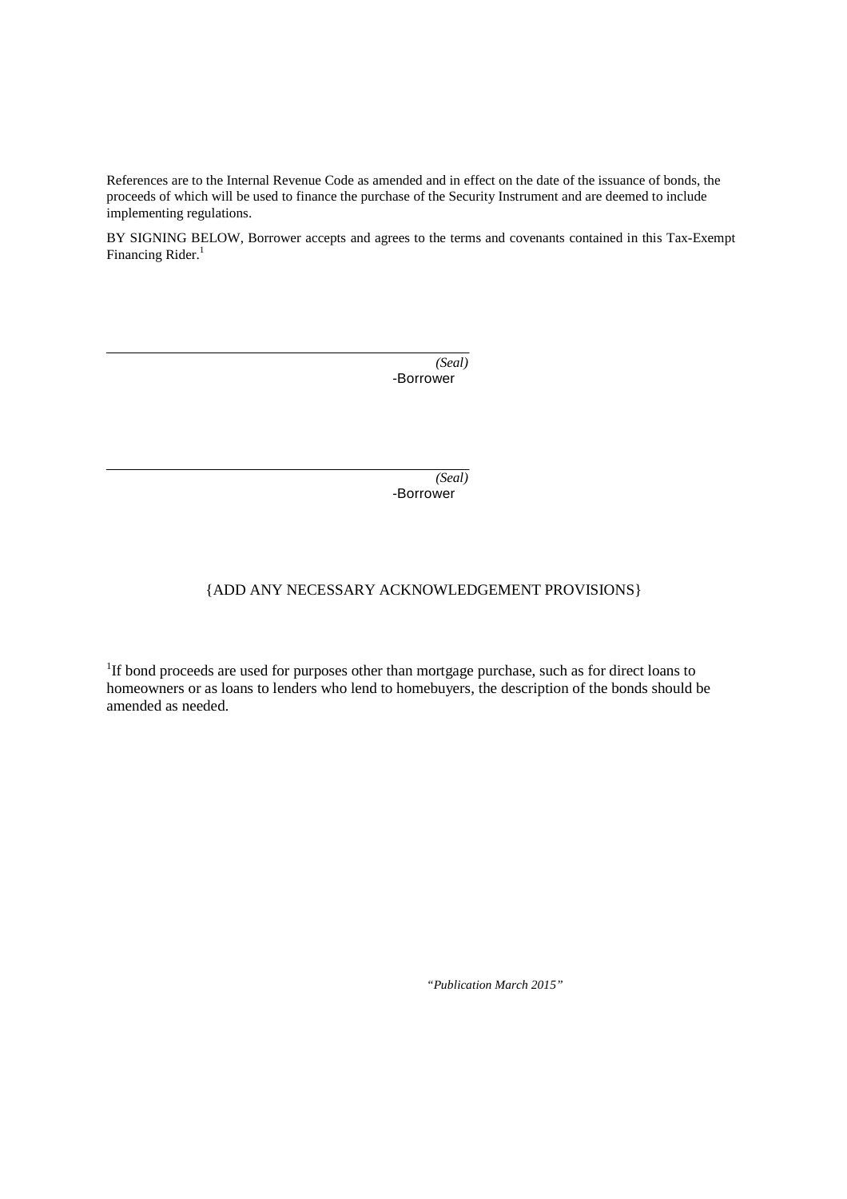References are to the Internal Revenue Code as amended and in effect on the date of the issuance of bonds, the proceeds of which will be used to finance the purchase of the Security Instrument and are deemed to include implementing regulations.

BY SIGNING BELOW, Borrower accepts and agrees to the terms and covenants contained in this Tax-Exempt Financing Rider.[1]

\_\_\_\_\_\_\_\_\_\_\_\_\_\_\_\_\_\_\_\_\_\_\_\_\_\_\_\_\_\_\_\_\_\_\_\_\_\_\_\_ *(Seal)*
-Borrower

\_\_\_\_\_\_\_\_\_\_\_\_\_\_\_\_\_\_\_\_\_\_\_\_\_\_\_\_\_\_\_\_\_\_\_\_\_\_\_\_ *(Seal)*
-Borrower

{ADD ANY NECESSARY ACKNOWLEDGEMENT PROVISIONS}

[1]If bond proceeds are used for purposes other than mortgage purchase, such as for direct loans to homeowners or as loans to lenders who lend to homebuyers, the description of the bonds should be amended as needed.

*"Publication March 2015"*